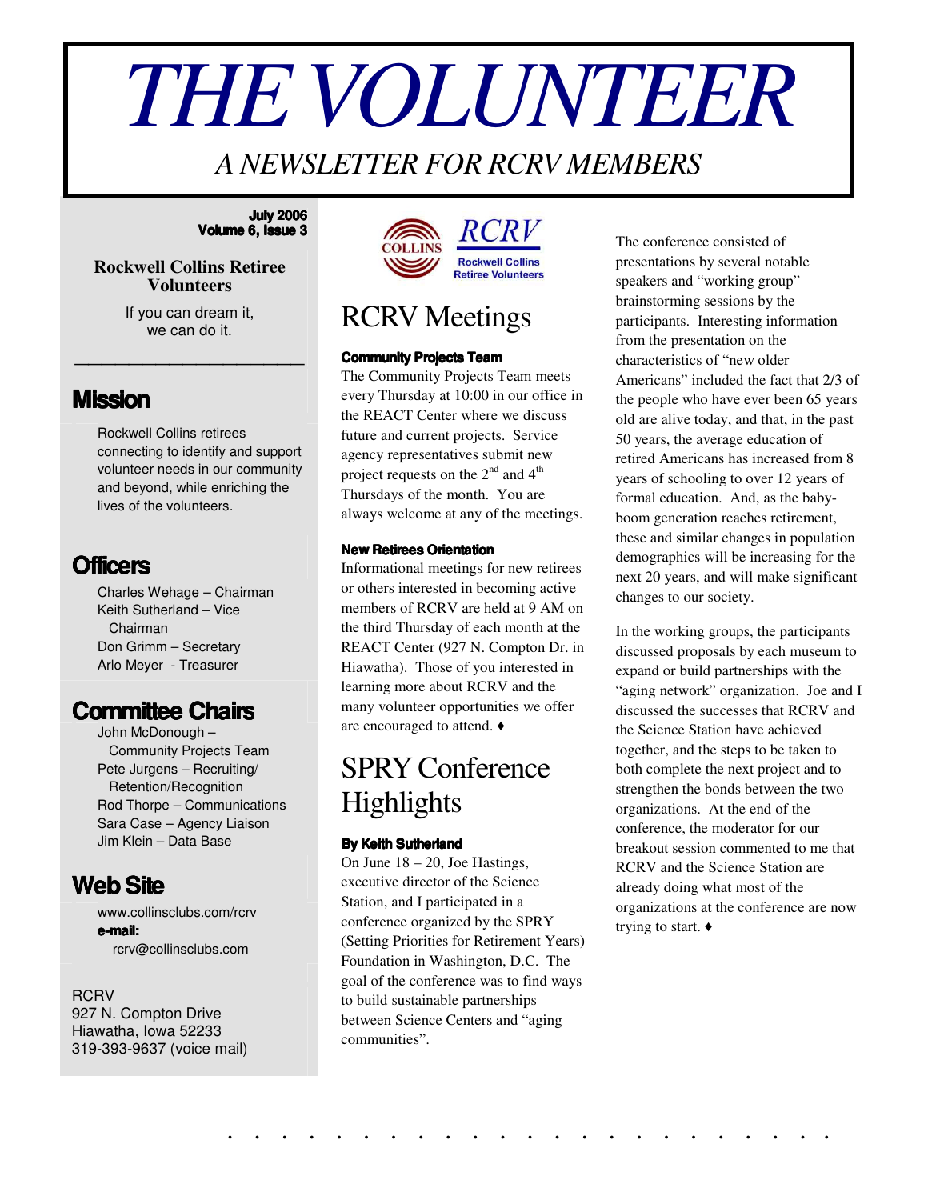# THE VOLUNTEER

*A NEWSLETTER FOR RCRV MEMBERS*

**July 2006**
**Volume 6, Issue 3**

**Rockwell Collins Retiree Volunteers**

If you can dream it,
we can do it.

## Mission

Rockwell Collins retirees connecting to identify and support volunteer needs in our community and beyond, while enriching the lives of the volunteers.

## Officers

Charles Wehage – Chairman
Keith Sutherland – Vice Chairman
Don Grimm – Secretary
Arlo Meyer - Treasurer

## Committee Chairs

John McDonough – Community Projects Team
Pete Jurgens – Recruiting/ Retention/Recognition
Rod Thorpe – Communications
Sara Case – Agency Liaison
Jim Klein – Data Base

## Web Site

www.collinsclubs.com/rcrv
**e-mail:**
rcrv@collinsclubs.com

RCRV
927 N. Compton Drive
Hiawatha, Iowa 52233
319-393-9637 (voice mail)

# RCRV Meetings

**Community Projects Team**

The Community Projects Team meets every Thursday at 10:00 in our office in the REACT Center where we discuss future and current projects. Service agency representatives submit new project requests on the 2nd and 4th Thursdays of the month. You are always welcome at any of the meetings.

**New Retirees Orientation**

Informational meetings for new retirees or others interested in becoming active members of RCRV are held at 9 AM on the third Thursday of each month at the REACT Center (927 N. Compton Dr. in Hiawatha). Those of you interested in learning more about RCRV and the many volunteer opportunities we offer are encouraged to attend. ♦

# SPRY Conference Highlights

**By Keith Sutherland**

On June 18 – 20, Joe Hastings, executive director of the Science Station, and I participated in a conference organized by the SPRY (Setting Priorities for Retirement Years) Foundation in Washington, D.C. The goal of the conference was to find ways to build sustainable partnerships between Science Centers and "aging communities".

The conference consisted of presentations by several notable speakers and "working group" brainstorming sessions by the participants. Interesting information from the presentation on the characteristics of "new older Americans" included the fact that 2/3 of the people who have ever been 65 years old are alive today, and that, in the past 50 years, the average education of retired Americans has increased from 8 years of schooling to over 12 years of formal education. And, as the baby-boom generation reaches retirement, these and similar changes in population demographics will be increasing for the next 20 years, and will make significant changes to our society.

In the working groups, the participants discussed proposals by each museum to expand or build partnerships with the "aging network" organization. Joe and I discussed the successes that RCRV and the Science Station have achieved together, and the steps to be taken to both complete the next project and to strengthen the bonds between the two organizations. At the end of the conference, the moderator for our breakout session commented to me that RCRV and the Science Station are already doing what most of the organizations at the conference are now trying to start. ♦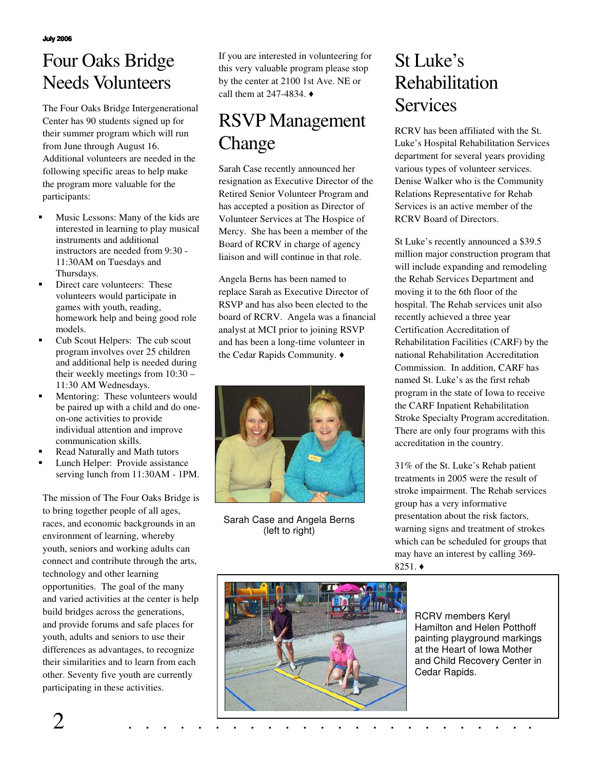# Four Oaks Bridge Needs Volunteers

The Four Oaks Bridge Intergenerational Center has 90 students signed up for their summer program which will run from June through August 16. Additional volunteers are needed in the following specific areas to help make the program more valuable for the participants:

- Music Lessons: Many of the kids are interested in learning to play musical instruments and additional instructors are needed from 9:30 - 11:30AM on Tuesdays and Thursdays.
- Direct care volunteers: These volunteers would participate in games with youth, reading, homework help and being good role models.
- Cub Scout Helpers: The cub scout program involves over 25 children and additional help is needed during their weekly meetings from 10:30 – 11:30 AM Wednesdays.
- Mentoring: These volunteers would be paired up with a child and do one-on-one activities to provide individual attention and improve communication skills.
- Read Naturally and Math tutors
- Lunch Helper: Provide assistance serving lunch from 11:30AM - 1PM.

The mission of The Four Oaks Bridge is to bring together people of all ages, races, and economic backgrounds in an environment of learning, whereby youth, seniors and working adults can connect and contribute through the arts, technology and other learning opportunities. The goal of the many and varied activities at the center is help build bridges across the generations, and provide forums and safe places for youth, adults and seniors to use their differences as advantages, to recognize their similarities and to learn from each other. Seventy five youth are currently participating in these activities.

If you are interested in volunteering for this very valuable program please stop by the center at 2100 1st Ave. NE or call them at 247-4834. ♦

# RSVP Management Change

Sarah Case recently announced her resignation as Executive Director of the Retired Senior Volunteer Program and has accepted a position as Director of Volunteer Services at The Hospice of Mercy. She has been a member of the Board of RCRV in charge of agency liaison and will continue in that role.

Angela Berns has been named to replace Sarah as Executive Director of RSVP and has also been elected to the board of RCRV. Angela was a financial analyst at MCI prior to joining RSVP and has been a long-time volunteer in the Cedar Rapids Community. ♦

Sarah Case and Angela Berns (left to right)

# St Luke's Rehabilitation Services

RCRV has been affiliated with the St. Luke's Hospital Rehabilitation Services department for several years providing various types of volunteer services. Denise Walker who is the Community Relations Representative for Rehab Services is an active member of the RCRV Board of Directors.

St Luke's recently announced a $39.5 million major construction program that will include expanding and remodeling the Rehab Services Department and moving it to the 6th floor of the hospital. The Rehab services unit also recently achieved a three year Certification Accreditation of Rehabilitation Facilities (CARF) by the national Rehabilitation Accreditation Commission. In addition, CARF has named St. Luke's as the first rehab program in the state of Iowa to receive the CARF Inpatient Rehabilitation Stroke Specialty Program accreditation. There are only four programs with this accreditation in the country.

31% of the St. Luke's Rehab patient treatments in 2005 were the result of stroke impairment. The Rehab services group has a very informative presentation about the risk factors, warning signs and treatment of strokes which can be scheduled for groups that may have an interest by calling 369-8251. ♦

RCRV members Keryl Hamilton and Helen Potthoff painting playground markings at the Heart of Iowa Mother and Child Recovery Center in Cedar Rapids.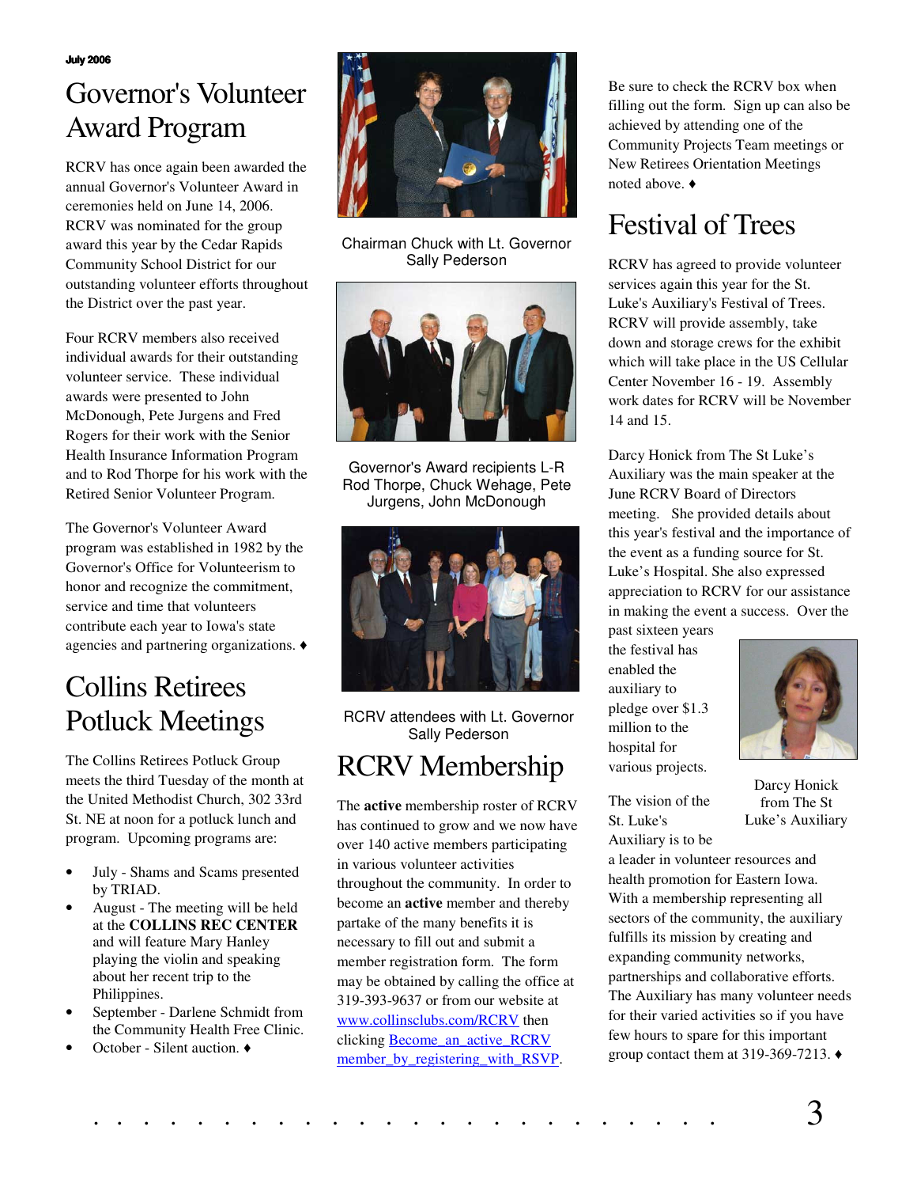July 2006

# Governor's Volunteer Award Program

RCRV has once again been awarded the annual Governor's Volunteer Award in ceremonies held on June 14, 2006. RCRV was nominated for the group award this year by the Cedar Rapids Community School District for our outstanding volunteer efforts throughout the District over the past year.

Four RCRV members also received individual awards for their outstanding volunteer service. These individual awards were presented to John McDonough, Pete Jurgens and Fred Rogers for their work with the Senior Health Insurance Information Program and to Rod Thorpe for his work with the Retired Senior Volunteer Program.

The Governor's Volunteer Award program was established in 1982 by the Governor's Office for Volunteerism to honor and recognize the commitment, service and time that volunteers contribute each year to Iowa's state agencies and partnering organizations. ♦

Chairman Chuck with Lt. Governor Sally Pederson

Governor's Award recipients L-R Rod Thorpe, Chuck Wehage, Pete Jurgens, John McDonough

RCRV attendees with Lt. Governor Sally Pederson

# Collins Retirees Potluck Meetings

The Collins Retirees Potluck Group meets the third Tuesday of the month at the United Methodist Church, 302 33rd St. NE at noon for a potluck lunch and program. Upcoming programs are:

- July - Shams and Scams presented by TRIAD.
- August - The meeting will be held at the **COLLINS REC CENTER** and will feature Mary Hanley playing the violin and speaking about her recent trip to the Philippines.
- September - Darlene Schmidt from the Community Health Free Clinic.
- October - Silent auction. ♦

# RCRV Membership

The **active** membership roster of RCRV has continued to grow and we now have over 140 active members participating in various volunteer activities throughout the community. In order to become an **active** member and thereby partake of the many benefits it is necessary to fill out and submit a member registration form. The form may be obtained by calling the office at 319-393-9637 or from our website at www.collinsclubs.com/RCRV then clicking Become_an_active_RCRV member_by_registering_with_RSVP.

Be sure to check the RCRV box when filling out the form. Sign up can also be achieved by attending one of the Community Projects Team meetings or New Retirees Orientation Meetings noted above. ♦

# Festival of Trees

RCRV has agreed to provide volunteer services again this year for the St. Luke's Auxiliary's Festival of Trees. RCRV will provide assembly, take down and storage crews for the exhibit which will take place in the US Cellular Center November 16 - 19. Assembly work dates for RCRV will be November 14 and 15.

Darcy Honick from The St Luke's Auxiliary was the main speaker at the June RCRV Board of Directors meeting. She provided details about this year's festival and the importance of the event as a funding source for St. Luke's Hospital. She also expressed appreciation to RCRV for our assistance in making the event a success. Over the past sixteen years the festival has enabled the auxiliary to pledge over $1.3 million to the hospital for various projects.

Darcy Honick from The St Luke's Auxiliary

The vision of the St. Luke's Auxiliary is to be a leader in volunteer resources and health promotion for Eastern Iowa. With a membership representing all sectors of the community, the auxiliary fulfills its mission by creating and expanding community networks, partnerships and collaborative efforts. The Auxiliary has many volunteer needs for their varied activities so if you have few hours to spare for this important group contact them at 319-369-7213. ♦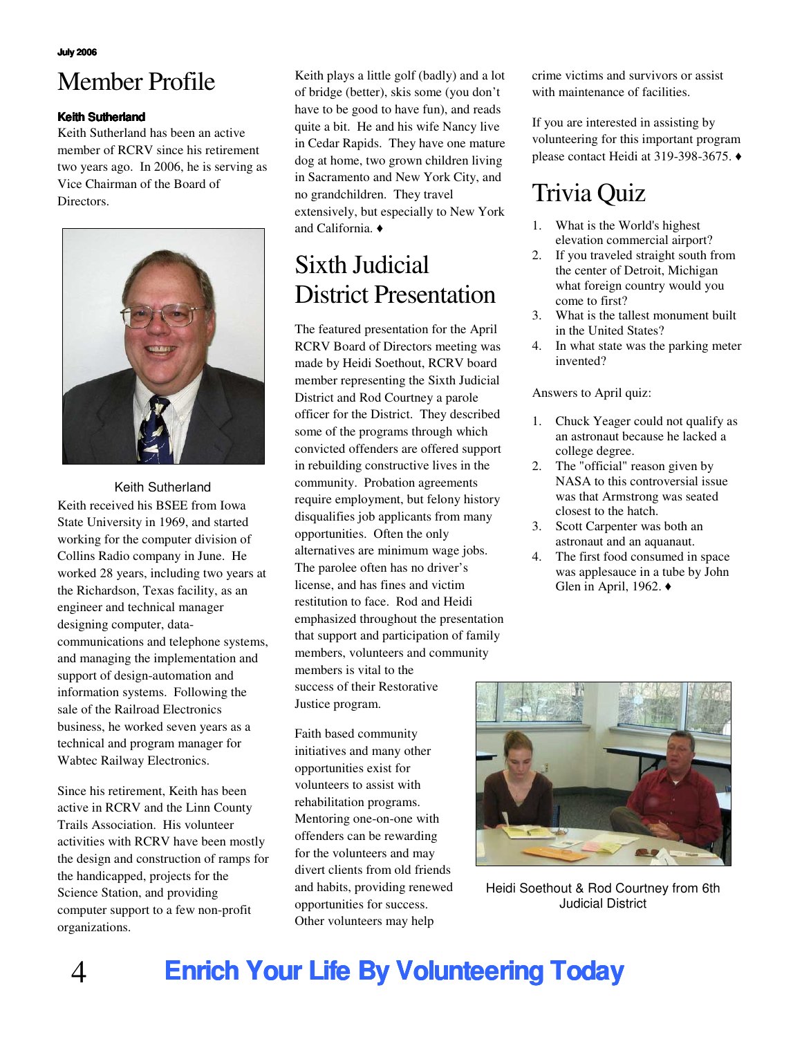# Member Profile

**Keith Sutherland**

Keith Sutherland has been an active member of RCRV since his retirement two years ago. In 2006, he is serving as Vice Chairman of the Board of Directors.

Keith Sutherland

Keith received his BSEE from Iowa State University in 1969, and started working for the computer division of Collins Radio company in June. He worked 28 years, including two years at the Richardson, Texas facility, as an engineer and technical manager designing computer, data-communications and telephone systems, and managing the implementation and support of design-automation and information systems. Following the sale of the Railroad Electronics business, he worked seven years as a technical and program manager for Wabtec Railway Electronics.

Since his retirement, Keith has been active in RCRV and the Linn County Trails Association. His volunteer activities with RCRV have been mostly the design and construction of ramps for the handicapped, projects for the Science Station, and providing computer support to a few non-profit organizations.

Keith plays a little golf (badly) and a lot of bridge (better), skis some (you don't have to be good to have fun), and reads quite a bit. He and his wife Nancy live in Cedar Rapids. They have one mature dog at home, two grown children living in Sacramento and New York City, and no grandchildren. They travel extensively, but especially to New York and California. ♦

# Sixth Judicial District Presentation

The featured presentation for the April RCRV Board of Directors meeting was made by Heidi Soethout, RCRV board member representing the Sixth Judicial District and Rod Courtney a parole officer for the District. They described some of the programs through which convicted offenders are offered support in rebuilding constructive lives in the community. Probation agreements require employment, but felony history disqualifies job applicants from many opportunities. Often the only alternatives are minimum wage jobs. The parolee often has no driver's license, and has fines and victim restitution to face. Rod and Heidi emphasized throughout the presentation that support and participation of family members, volunteers and community members is vital to the success of their Restorative Justice program.

Faith based community initiatives and many other opportunities exist for volunteers to assist with rehabilitation programs. Mentoring one-on-one with offenders can be rewarding for the volunteers and may divert clients from old friends and habits, providing renewed opportunities for success. Other volunteers may help crime victims and survivors or assist with maintenance of facilities.

If you are interested in assisting by volunteering for this important program please contact Heidi at 319-398-3675. ♦

Heidi Soethout & Rod Courtney from 6th Judicial District

# Trivia Quiz

1. What is the World's highest elevation commercial airport?
2. If you traveled straight south from the center of Detroit, Michigan what foreign country would you come to first?
3. What is the tallest monument built in the United States?
4. In what state was the parking meter invented?

Answers to April quiz:

1. Chuck Yeager could not qualify as an astronaut because he lacked a college degree.
2. The "official" reason given by NASA to this controversial issue was that Armstrong was seated closest to the hatch.
3. Scott Carpenter was both an astronaut and an aquanaut.
4. The first food consumed in space was applesauce in a tube by John Glen in April, 1962. ♦

**Enrich Your Life By Volunteering Today**